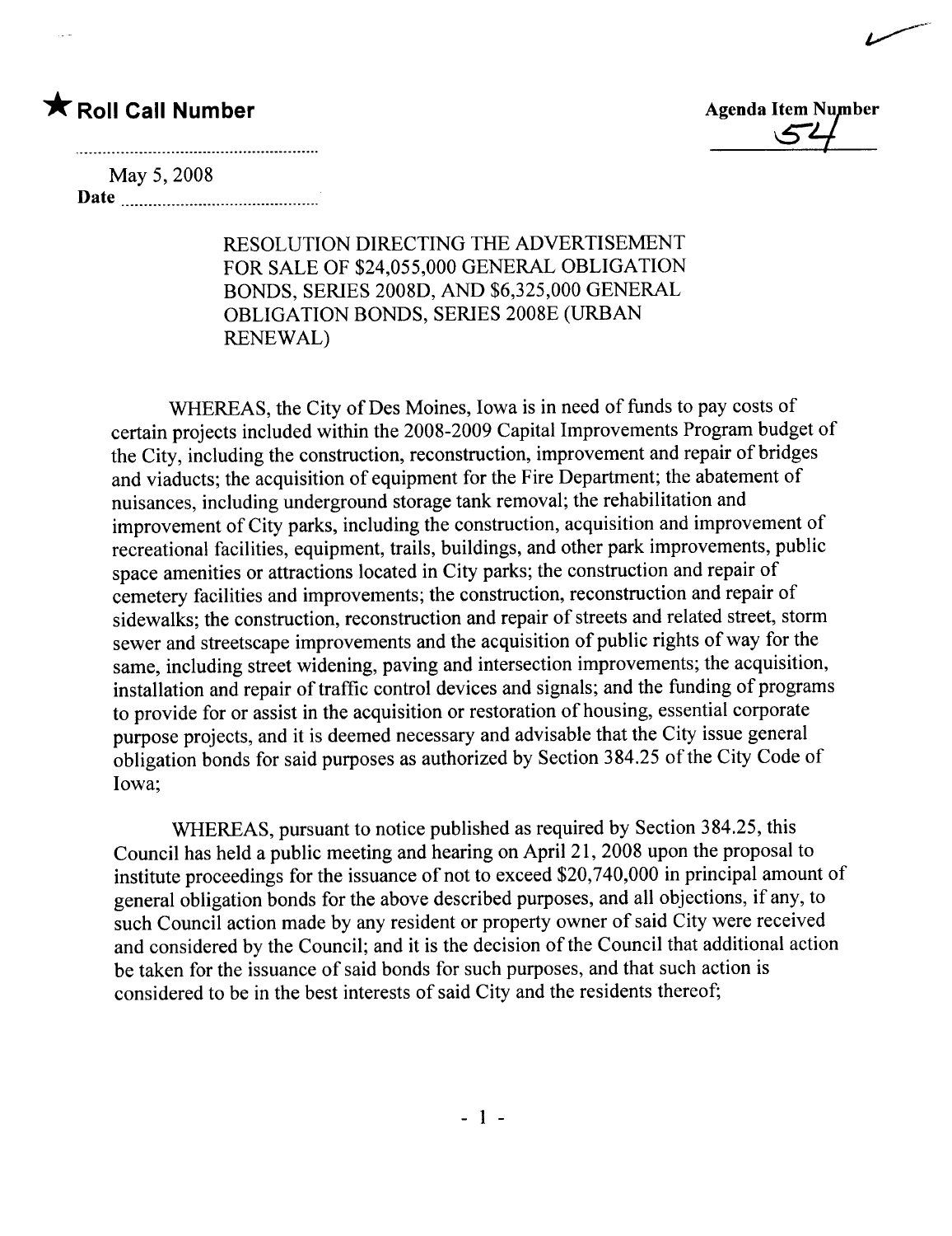★ **Roll Call Number**

**Agenda Item Number** 54

May 5, 2008
**Date**

RESOLUTION DIRECTING THE ADVERTISEMENT FOR SALE OF $24,055,000 GENERAL OBLIGATION BONDS, SERIES 2008D, AND $6,325,000 GENERAL OBLIGATION BONDS, SERIES 2008E (URBAN RENEWAL)

WHEREAS, the City of Des Moines, Iowa is in need of funds to pay costs of certain projects included within the 2008-2009 Capital Improvements Program budget of the City, including the construction, reconstruction, improvement and repair of bridges and viaducts; the acquisition of equipment for the Fire Department; the abatement of nuisances, including underground storage tank removal; the rehabilitation and improvement of City parks, including the construction, acquisition and improvement of recreational facilities, equipment, trails, buildings, and other park improvements, public space amenities or attractions located in City parks; the construction and repair of cemetery facilities and improvements; the construction, reconstruction and repair of sidewalks; the construction, reconstruction and repair of streets and related street, storm sewer and streetscape improvements and the acquisition of public rights of way for the same, including street widening, paving and intersection improvements; the acquisition, installation and repair of traffic control devices and signals; and the funding of programs to provide for or assist in the acquisition or restoration of housing, essential corporate purpose projects, and it is deemed necessary and advisable that the City issue general obligation bonds for said purposes as authorized by Section 384.25 of the City Code of Iowa;

WHEREAS, pursuant to notice published as required by Section 384.25, this Council has held a public meeting and hearing on April 21, 2008 upon the proposal to institute proceedings for the issuance of not to exceed $20,740,000 in principal amount of general obligation bonds for the above described purposes, and all objections, if any, to such Council action made by any resident or property owner of said City were received and considered by the Council; and it is the decision of the Council that additional action be taken for the issuance of said bonds for such purposes, and that such action is considered to be in the best interests of said City and the residents thereof;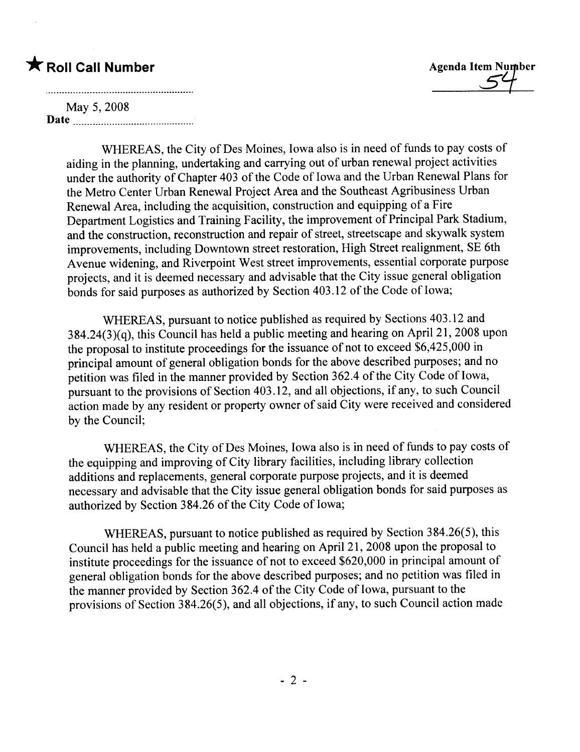★ **Roll Call Number**

**Agenda Item Number** 54

May 5, 2008
**Date** ..............................

WHEREAS, the City of Des Moines, Iowa also is in need of funds to pay costs of aiding in the planning, undertaking and carrying out of urban renewal project activities under the authority of Chapter 403 of the Code of Iowa and the Urban Renewal Plans for the Metro Center Urban Renewal Project Area and the Southeast Agribusiness Urban Renewal Area, including the acquisition, construction and equipping of a Fire Department Logistics and Training Facility, the improvement of Principal Park Stadium, and the construction, reconstruction and repair of street, streetscape and skywalk system improvements, including Downtown street restoration, High Street realignment, SE 6th Avenue widening, and Riverpoint West street improvements, essential corporate purpose projects, and it is deemed necessary and advisable that the City issue general obligation bonds for said purposes as authorized by Section 403.12 of the Code of Iowa;

WHEREAS, pursuant to notice published as required by Sections 403.12 and 384.24(3)(q), this Council has held a public meeting and hearing on April 21, 2008 upon the proposal to institute proceedings for the issuance of not to exceed $6,425,000 in principal amount of general obligation bonds for the above described purposes; and no petition was filed in the manner provided by Section 362.4 of the City Code of Iowa, pursuant to the provisions of Section 403.12, and all objections, if any, to such Council action made by any resident or property owner of said City were received and considered by the Council;

WHEREAS, the City of Des Moines, Iowa also is in need of funds to pay costs of the equipping and improving of City library facilities, including library collection additions and replacements, general corporate purpose projects, and it is deemed necessary and advisable that the City issue general obligation bonds for said purposes as authorized by Section 384.26 of the City Code of Iowa;

WHEREAS, pursuant to notice published as required by Section 384.26(5), this Council has held a public meeting and hearing on April 21, 2008 upon the proposal to institute proceedings for the issuance of not to exceed $620,000 in principal amount of general obligation bonds for the above described purposes; and no petition was filed in the manner provided by Section 362.4 of the City Code of Iowa, pursuant to the provisions of Section 384.26(5), and all objections, if any, to such Council action made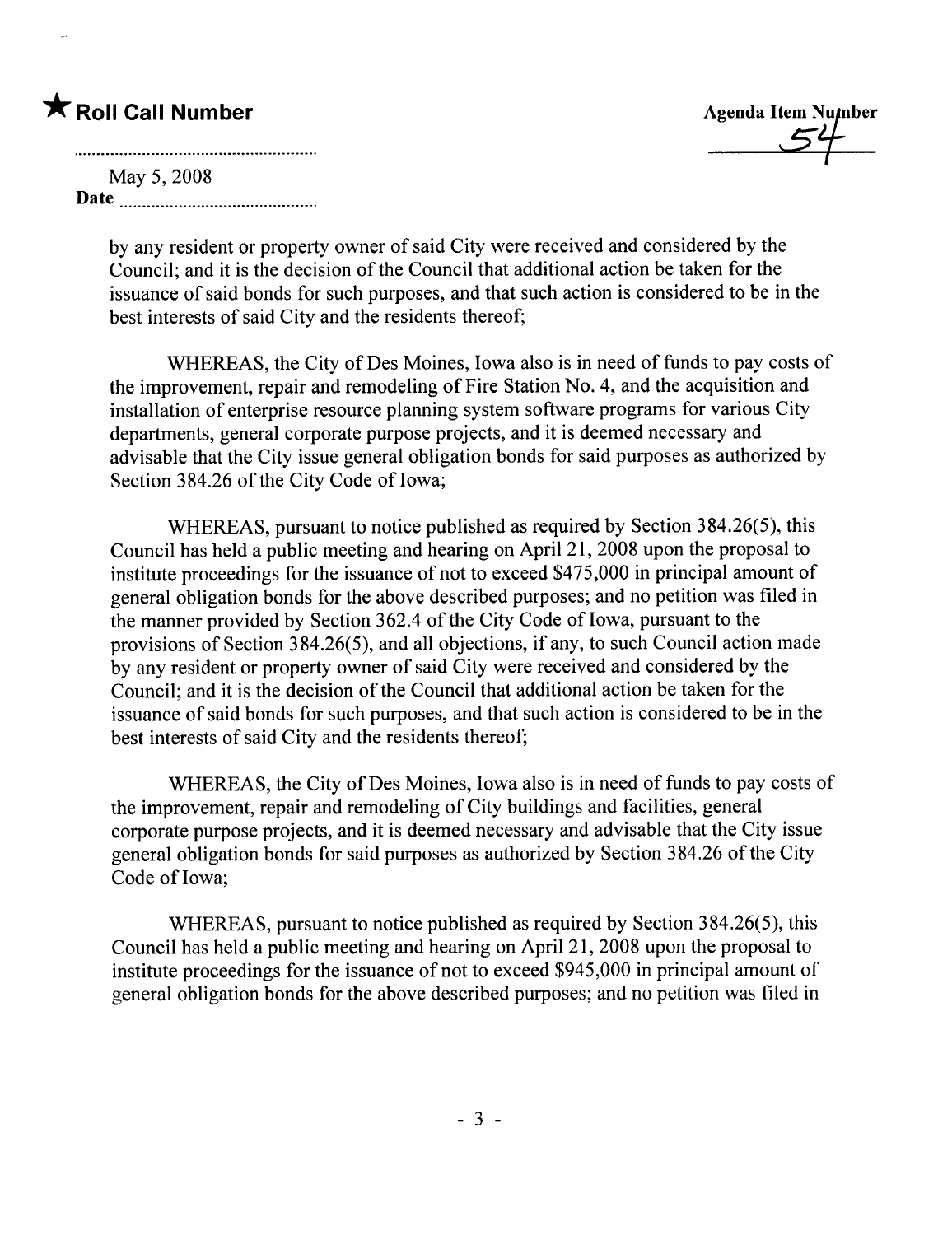★ **Roll Call Number**

**Agenda Item Number** 54

May 5, 2008
**Date** ..........................................

by any resident or property owner of said City were received and considered by the Council; and it is the decision of the Council that additional action be taken for the issuance of said bonds for such purposes, and that such action is considered to be in the best interests of said City and the residents thereof;

WHEREAS, the City of Des Moines, Iowa also is in need of funds to pay costs of the improvement, repair and remodeling of Fire Station No. 4, and the acquisition and installation of enterprise resource planning system software programs for various City departments, general corporate purpose projects, and it is deemed necessary and advisable that the City issue general obligation bonds for said purposes as authorized by Section 384.26 of the City Code of Iowa;

WHEREAS, pursuant to notice published as required by Section 384.26(5), this Council has held a public meeting and hearing on April 21, 2008 upon the proposal to institute proceedings for the issuance of not to exceed $475,000 in principal amount of general obligation bonds for the above described purposes; and no petition was filed in the manner provided by Section 362.4 of the City Code of Iowa, pursuant to the provisions of Section 384.26(5), and all objections, if any, to such Council action made by any resident or property owner of said City were received and considered by the Council; and it is the decision of the Council that additional action be taken for the issuance of said bonds for such purposes, and that such action is considered to be in the best interests of said City and the residents thereof;

WHEREAS, the City of Des Moines, Iowa also is in need of funds to pay costs of the improvement, repair and remodeling of City buildings and facilities, general corporate purpose projects, and it is deemed necessary and advisable that the City issue general obligation bonds for said purposes as authorized by Section 384.26 of the City Code of Iowa;

WHEREAS, pursuant to notice published as required by Section 384.26(5), this Council has held a public meeting and hearing on April 21, 2008 upon the proposal to institute proceedings for the issuance of not to exceed $945,000 in principal amount of general obligation bonds for the above described purposes; and no petition was filed in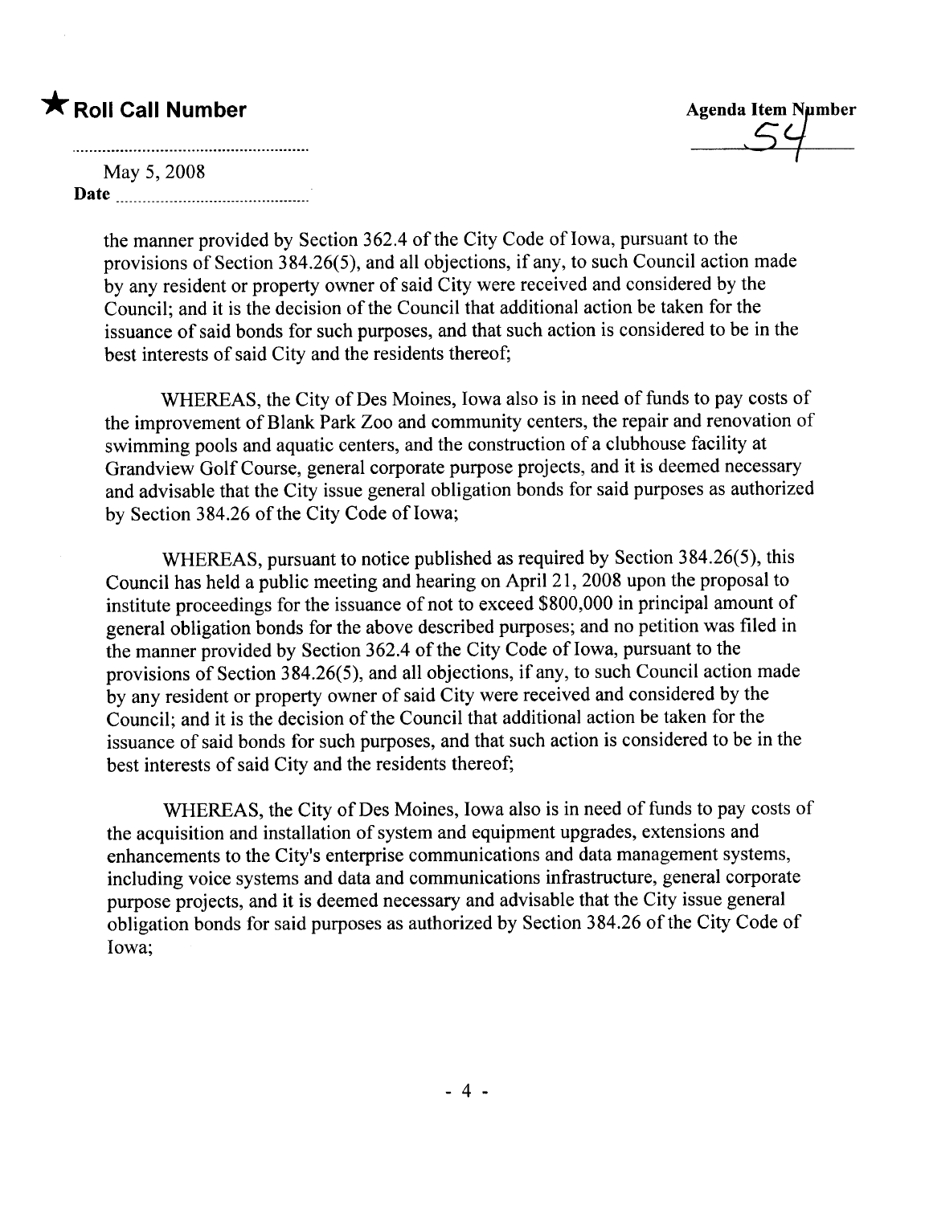★ **Roll Call Number**

**Agenda Item Number**
54

May 5, 2008
**Date** ..........................................

the manner provided by Section 362.4 of the City Code of Iowa, pursuant to the provisions of Section 384.26(5), and all objections, if any, to such Council action made by any resident or property owner of said City were received and considered by the Council; and it is the decision of the Council that additional action be taken for the issuance of said bonds for such purposes, and that such action is considered to be in the best interests of said City and the residents thereof;

WHEREAS, the City of Des Moines, Iowa also is in need of funds to pay costs of the improvement of Blank Park Zoo and community centers, the repair and renovation of swimming pools and aquatic centers, and the construction of a clubhouse facility at Grandview Golf Course, general corporate purpose projects, and it is deemed necessary and advisable that the City issue general obligation bonds for said purposes as authorized by Section 384.26 of the City Code of Iowa;

WHEREAS, pursuant to notice published as required by Section 384.26(5), this Council has held a public meeting and hearing on April 21, 2008 upon the proposal to institute proceedings for the issuance of not to exceed \$800,000 in principal amount of general obligation bonds for the above described purposes; and no petition was filed in the manner provided by Section 362.4 of the City Code of Iowa, pursuant to the provisions of Section 384.26(5), and all objections, if any, to such Council action made by any resident or property owner of said City were received and considered by the Council; and it is the decision of the Council that additional action be taken for the issuance of said bonds for such purposes, and that such action is considered to be in the best interests of said City and the residents thereof;

WHEREAS, the City of Des Moines, Iowa also is in need of funds to pay costs of the acquisition and installation of system and equipment upgrades, extensions and enhancements to the City's enterprise communications and data management systems, including voice systems and data and communications infrastructure, general corporate purpose projects, and it is deemed necessary and advisable that the City issue general obligation bonds for said purposes as authorized by Section 384.26 of the City Code of Iowa;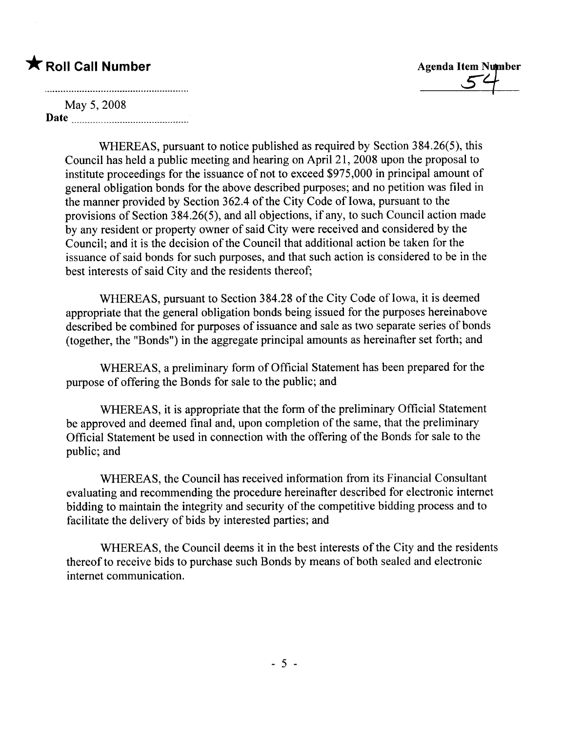★ **Roll Call Number**

**Agenda Item Number** 54

May 5, 2008
**Date** ..................

WHEREAS, pursuant to notice published as required by Section 384.26(5), this Council has held a public meeting and hearing on April 21, 2008 upon the proposal to institute proceedings for the issuance of not to exceed $975,000 in principal amount of general obligation bonds for the above described purposes; and no petition was filed in the manner provided by Section 362.4 of the City Code of Iowa, pursuant to the provisions of Section 384.26(5), and all objections, if any, to such Council action made by any resident or property owner of said City were received and considered by the Council; and it is the decision of the Council that additional action be taken for the issuance of said bonds for such purposes, and that such action is considered to be in the best interests of said City and the residents thereof;

WHEREAS, pursuant to Section 384.28 of the City Code of Iowa, it is deemed appropriate that the general obligation bonds being issued for the purposes hereinabove described be combined for purposes of issuance and sale as two separate series of bonds (together, the "Bonds") in the aggregate principal amounts as hereinafter set forth; and

WHEREAS, a preliminary form of Official Statement has been prepared for the purpose of offering the Bonds for sale to the public; and

WHEREAS, it is appropriate that the form of the preliminary Official Statement be approved and deemed final and, upon completion of the same, that the preliminary Official Statement be used in connection with the offering of the Bonds for sale to the public; and

WHEREAS, the Council has received information from its Financial Consultant evaluating and recommending the procedure hereinafter described for electronic internet bidding to maintain the integrity and security of the competitive bidding process and to facilitate the delivery of bids by interested parties; and

WHEREAS, the Council deems it in the best interests of the City and the residents thereof to receive bids to purchase such Bonds by means of both sealed and electronic internet communication.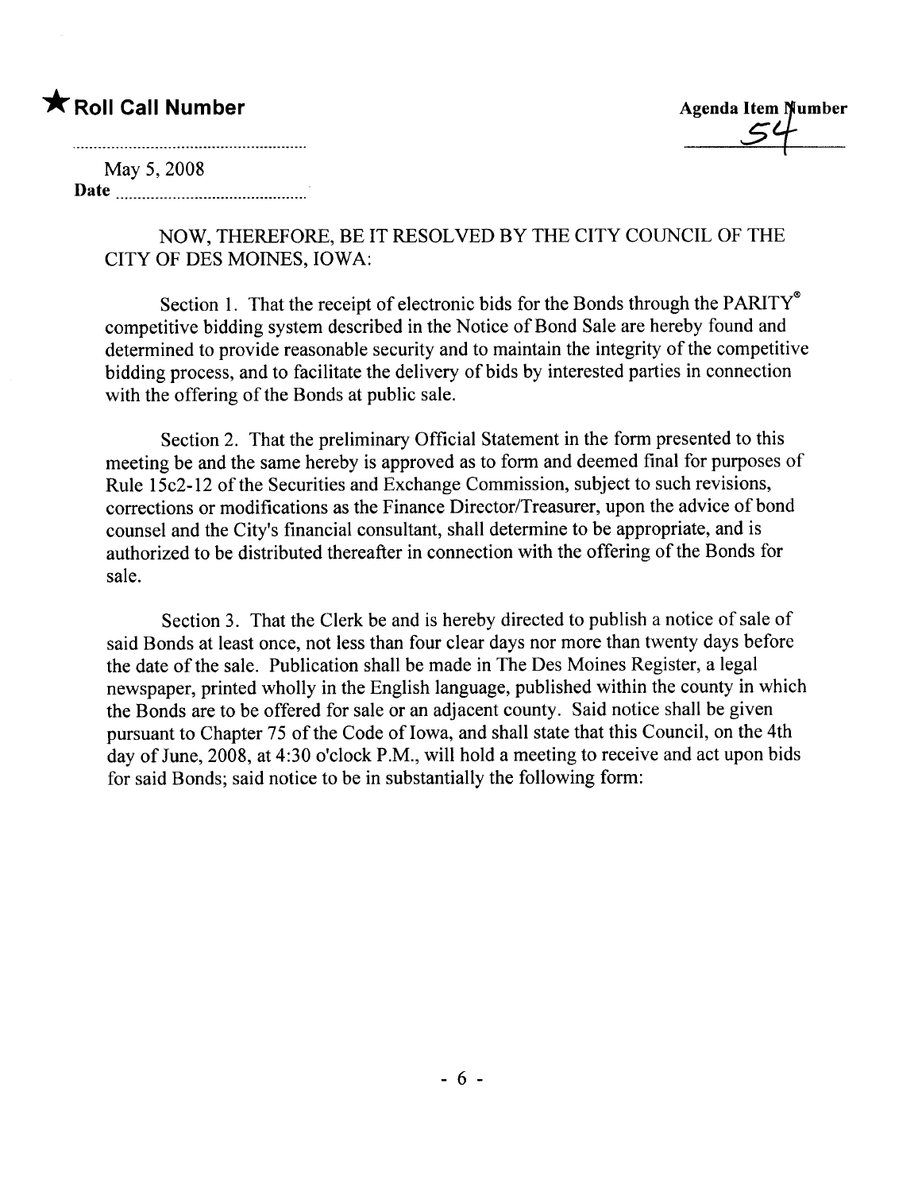★ **Roll Call Number**

**Agenda Item Number** 54

May 5, 2008
**Date**

NOW, THEREFORE, BE IT RESOLVED BY THE CITY COUNCIL OF THE CITY OF DES MOINES, IOWA:

Section 1. That the receipt of electronic bids for the Bonds through the PARITY® competitive bidding system described in the Notice of Bond Sale are hereby found and determined to provide reasonable security and to maintain the integrity of the competitive bidding process, and to facilitate the delivery of bids by interested parties in connection with the offering of the Bonds at public sale.

Section 2. That the preliminary Official Statement in the form presented to this meeting be and the same hereby is approved as to form and deemed final for purposes of Rule 15c2-12 of the Securities and Exchange Commission, subject to such revisions, corrections or modifications as the Finance Director/Treasurer, upon the advice of bond counsel and the City's financial consultant, shall determine to be appropriate, and is authorized to be distributed thereafter in connection with the offering of the Bonds for sale.

Section 3. That the Clerk be and is hereby directed to publish a notice of sale of said Bonds at least once, not less than four clear days nor more than twenty days before the date of the sale. Publication shall be made in The Des Moines Register, a legal newspaper, printed wholly in the English language, published within the county in which the Bonds are to be offered for sale or an adjacent county. Said notice shall be given pursuant to Chapter 75 of the Code of Iowa, and shall state that this Council, on the 4th day of June, 2008, at 4:30 o'clock P.M., will hold a meeting to receive and act upon bids for said Bonds; said notice to be in substantially the following form: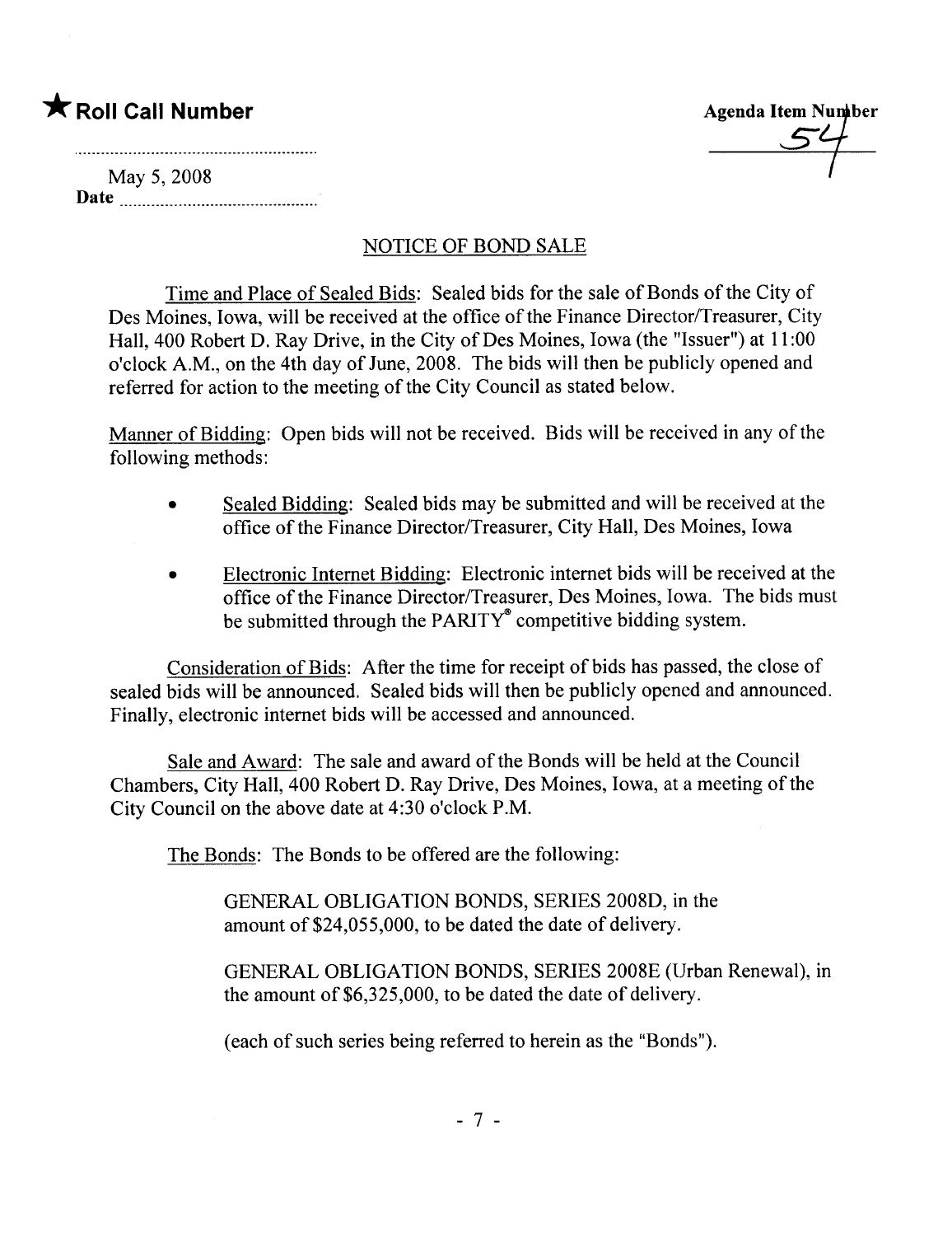★ **Roll Call Number**

**Agenda Item Number**
54

May 5, 2008
**Date**

NOTICE OF BOND SALE

Time and Place of Sealed Bids: Sealed bids for the sale of Bonds of the City of Des Moines, Iowa, will be received at the office of the Finance Director/Treasurer, City Hall, 400 Robert D. Ray Drive, in the City of Des Moines, Iowa (the "Issuer") at 11:00 o'clock A.M., on the 4th day of June, 2008. The bids will then be publicly opened and referred for action to the meeting of the City Council as stated below.

Manner of Bidding: Open bids will not be received. Bids will be received in any of the following methods:

- Sealed Bidding: Sealed bids may be submitted and will be received at the office of the Finance Director/Treasurer, City Hall, Des Moines, Iowa

- Electronic Internet Bidding: Electronic internet bids will be received at the office of the Finance Director/Treasurer, Des Moines, Iowa. The bids must be submitted through the PARITY® competitive bidding system.

Consideration of Bids: After the time for receipt of bids has passed, the close of sealed bids will be announced. Sealed bids will then be publicly opened and announced. Finally, electronic internet bids will be accessed and announced.

Sale and Award: The sale and award of the Bonds will be held at the Council Chambers, City Hall, 400 Robert D. Ray Drive, Des Moines, Iowa, at a meeting of the City Council on the above date at 4:30 o'clock P.M.

The Bonds: The Bonds to be offered are the following:

GENERAL OBLIGATION BONDS, SERIES 2008D, in the amount of $24,055,000, to be dated the date of delivery.

GENERAL OBLIGATION BONDS, SERIES 2008E (Urban Renewal), in the amount of $6,325,000, to be dated the date of delivery.

(each of such series being referred to herein as the "Bonds").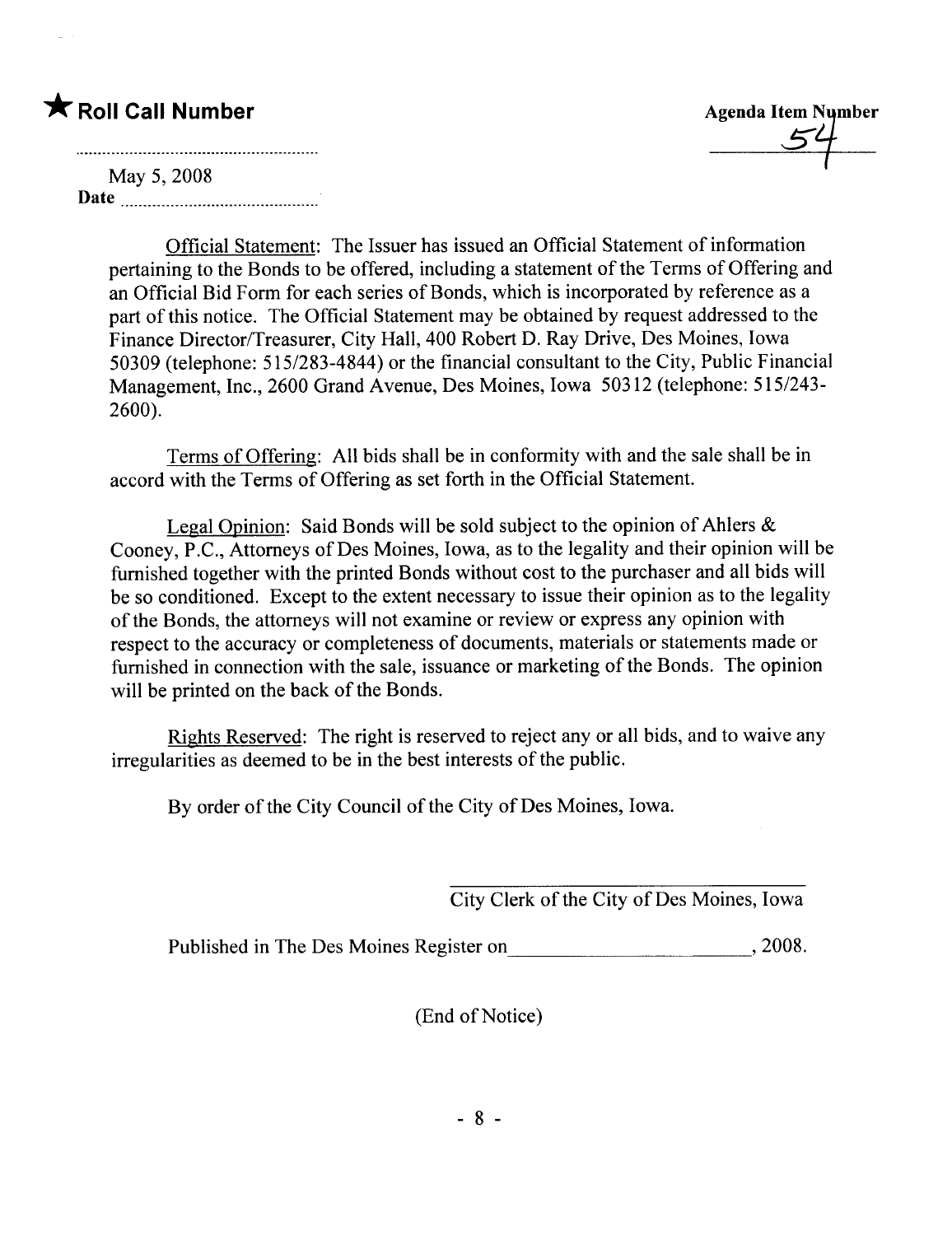★ **Roll Call Number**

**Agenda Item Number** 54

May 5, 2008
**Date** ..........................................

Official Statement: The Issuer has issued an Official Statement of information pertaining to the Bonds to be offered, including a statement of the Terms of Offering and an Official Bid Form for each series of Bonds, which is incorporated by reference as a part of this notice. The Official Statement may be obtained by request addressed to the Finance Director/Treasurer, City Hall, 400 Robert D. Ray Drive, Des Moines, Iowa 50309 (telephone: 515/283-4844) or the financial consultant to the City, Public Financial Management, Inc., 2600 Grand Avenue, Des Moines, Iowa 50312 (telephone: 515/243-2600).

Terms of Offering: All bids shall be in conformity with and the sale shall be in accord with the Terms of Offering as set forth in the Official Statement.

Legal Opinion: Said Bonds will be sold subject to the opinion of Ahlers & Cooney, P.C., Attorneys of Des Moines, Iowa, as to the legality and their opinion will be furnished together with the printed Bonds without cost to the purchaser and all bids will be so conditioned. Except to the extent necessary to issue their opinion as to the legality of the Bonds, the attorneys will not examine or review or express any opinion with respect to the accuracy or completeness of documents, materials or statements made or furnished in connection with the sale, issuance or marketing of the Bonds. The opinion will be printed on the back of the Bonds.

Rights Reserved: The right is reserved to reject any or all bids, and to waive any irregularities as deemed to be in the best interests of the public.

By order of the City Council of the City of Des Moines, Iowa.

\_\_\_\_\_\_\_\_\_\_\_\_\_\_\_\_\_\_\_\_\_\_\_\_\_\_\_\_\_\_\_\_\_\_\_\_
City Clerk of the City of Des Moines, Iowa

Published in The Des Moines Register on\_\_\_\_\_\_\_\_\_\_\_\_\_\_\_\_\_\_\_\_\_\_\_\_\_, 2008.

(End of Notice)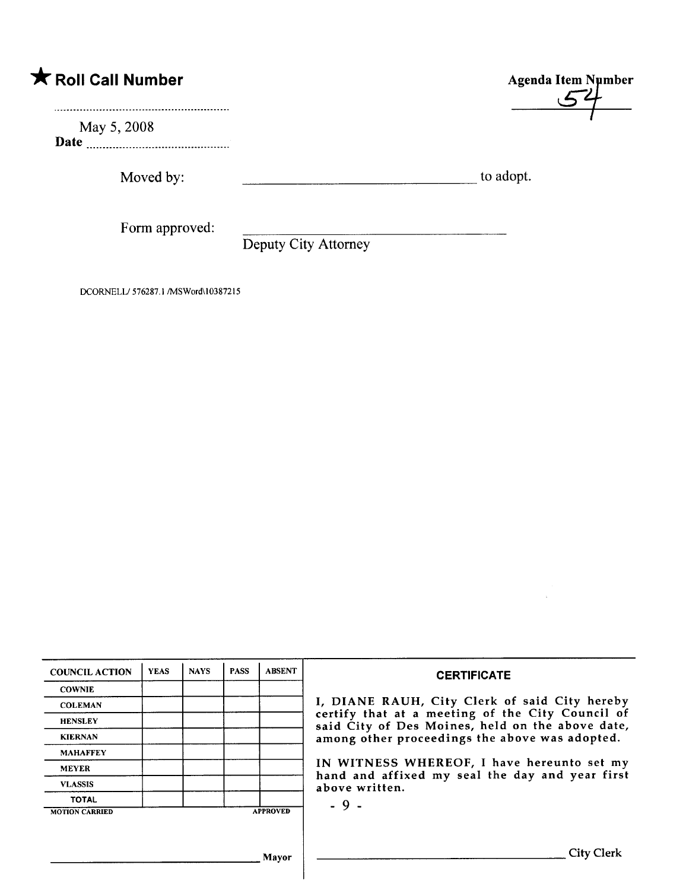★ **Roll Call Number**

**Agenda Item Number**

54

May 5, 2008

**Date** ..........................................

Moved by: ______________________________ to adopt.

Form approved: ______________________________

Deputy City Attorney

DCORNELL/ 576287.1 /MSWord\10387215

| COUNCIL ACTION | YEAS | NAYS | PASS | ABSENT |
|---|---|---|---|---|
| COWNIE | | | | |
| COLEMAN | | | | |
| HENSLEY | | | | |
| KIERNAN | | | | |
| MAHAFFEY | | | | |
| MEYER | | | | |
| VLASSIS | | | | |
| TOTAL | | | | |

MOTION CARRIED APPROVED

______________________________ Mayor

**CERTIFICATE**

I, DIANE RAUH, City Clerk of said City hereby certify that at a meeting of the City Council of said City of Des Moines, held on the above date, among other proceedings the above was adopted.

IN WITNESS WHEREOF, I have hereunto set my hand and affixed my seal the day and year first above written.

______________________________ City Clerk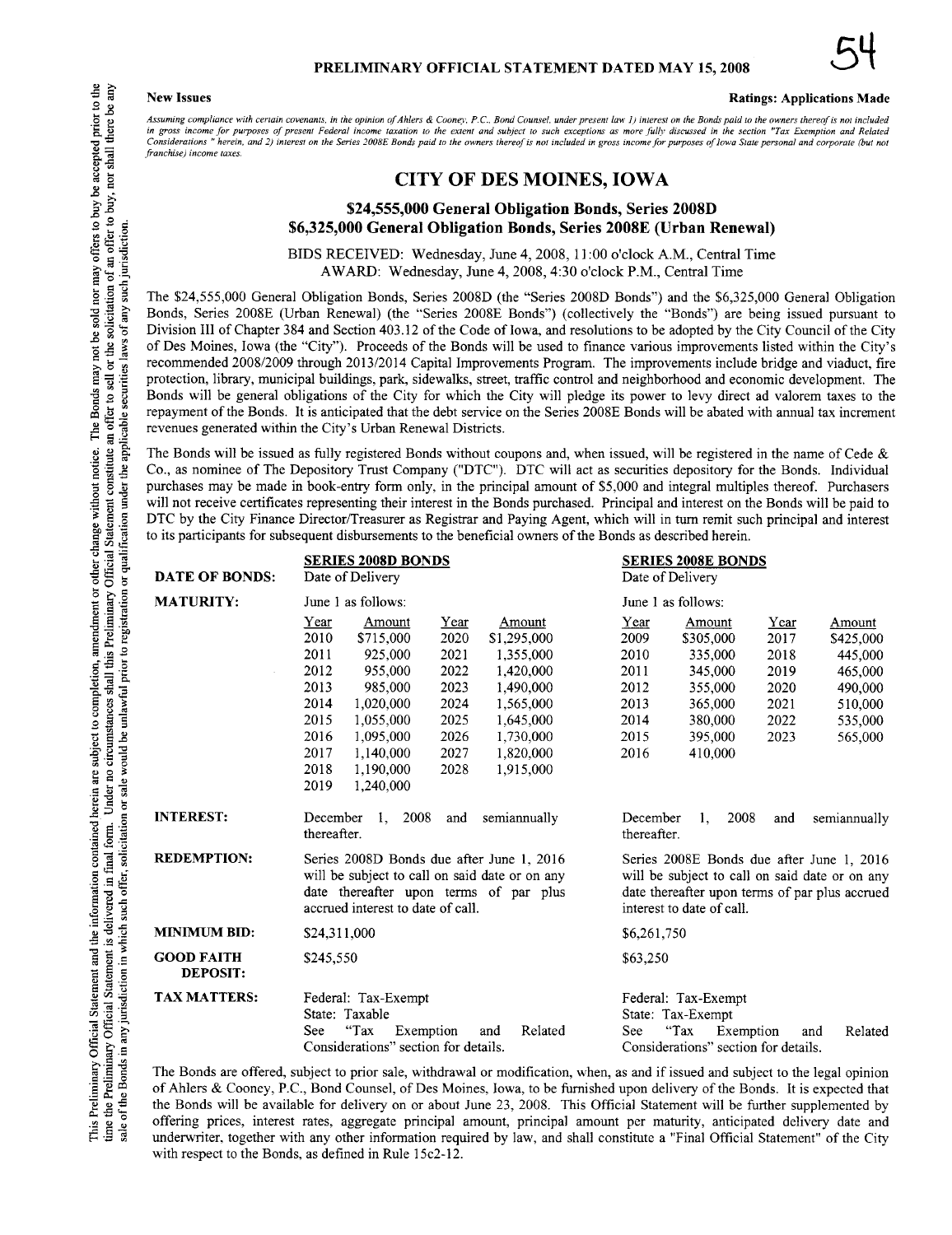# PRELIMINARY OFFICIAL STATEMENT DATED MAY 15, 2008

**New Issues** **Ratings: Applications Made**

*Assuming compliance with certain covenants, in the opinion of Ahlers & Cooney, P.C., Bond Counsel, under present law 1) interest on the Bonds paid to the owners thereof is not included in gross income for purposes of present Federal income taxation to the extent and subject to such exceptions as more fully discussed in the section "Tax Exemption and Related Considerations " herein, and 2) interest on the Series 2008E Bonds paid to the owners thereof is not included in gross income for purposes of Iowa State personal and corporate (but not franchise) income taxes.*

## CITY OF DES MOINES, IOWA

### $24,555,000 General Obligation Bonds, Series 2008D
### $6,325,000 General Obligation Bonds, Series 2008E (Urban Renewal)

BIDS RECEIVED: Wednesday, June 4, 2008, 11:00 o'clock A.M., Central Time
AWARD: Wednesday, June 4, 2008, 4:30 o'clock P.M., Central Time

The $24,555,000 General Obligation Bonds, Series 2008D (the "Series 2008D Bonds") and the $6,325,000 General Obligation Bonds, Series 2008E (Urban Renewal) (the "Series 2008E Bonds") (collectively the "Bonds") are being issued pursuant to Division III of Chapter 384 and Section 403.12 of the Code of Iowa, and resolutions to be adopted by the City Council of the City of Des Moines, Iowa (the "City"). Proceeds of the Bonds will be used to finance various improvements listed within the City's recommended 2008/2009 through 2013/2014 Capital Improvements Program. The improvements include bridge and viaduct, fire protection, library, municipal buildings, park, sidewalks, street, traffic control and neighborhood and economic development. The Bonds will be general obligations of the City for which the City will pledge its power to levy direct ad valorem taxes to the repayment of the Bonds. It is anticipated that the debt service on the Series 2008E Bonds will be abated with annual tax increment revenues generated within the City's Urban Renewal Districts.

The Bonds will be issued as fully registered Bonds without coupons and, when issued, will be registered in the name of Cede & Co., as nominee of The Depository Trust Company ("DTC"). DTC will act as securities depository for the Bonds. Individual purchases may be made in book-entry form only, in the principal amount of $5,000 and integral multiples thereof. Purchasers will not receive certificates representing their interest in the Bonds purchased. Principal and interest on the Bonds will be paid to DTC by the City Finance Director/Treasurer as Registrar and Paying Agent, which will in turn remit such principal and interest to its participants for subsequent disbursements to the beneficial owners of the Bonds as described herein.

| | **SERIES 2008D BONDS** | **SERIES 2008E BONDS** |
|---|---|---|
| **DATE OF BONDS:** | Date of Delivery | Date of Delivery |
| **MATURITY:** | June 1 as follows: | June 1 as follows: |

| Series 2008D Year | Amount | Year | Amount | Series 2008E Year | Amount | Year | Amount |
|---|---|---|---|---|---|---|---|
| 2010 | $715,000 | 2020 | $1,295,000 | 2009 | $305,000 | 2017 | $425,000 |
| 2011 | 925,000 | 2021 | 1,355,000 | 2010 | 335,000 | 2018 | 445,000 |
| 2012 | 955,000 | 2022 | 1,420,000 | 2011 | 345,000 | 2019 | 465,000 |
| 2013 | 985,000 | 2023 | 1,490,000 | 2012 | 355,000 | 2020 | 490,000 |
| 2014 | 1,020,000 | 2024 | 1,565,000 | 2013 | 365,000 | 2021 | 510,000 |
| 2015 | 1,055,000 | 2025 | 1,645,000 | 2014 | 380,000 | 2022 | 535,000 |
| 2016 | 1,095,000 | 2026 | 1,730,000 | 2015 | 395,000 | 2023 | 565,000 |
| 2017 | 1,140,000 | 2027 | 1,820,000 | 2016 | 410,000 | | |
| 2018 | 1,190,000 | 2028 | 1,915,000 | | | | |
| 2019 | 1,240,000 | | | | | | |

| | **SERIES 2008D BONDS** | **SERIES 2008E BONDS** |
|---|---|---|
| **INTEREST:** | December 1, 2008 and semiannually thereafter. | December 1, 2008 and semiannually thereafter. |
| **REDEMPTION:** | Series 2008D Bonds due after June 1, 2016 will be subject to call on said date or on any date thereafter upon terms of par plus accrued interest to date of call. | Series 2008E Bonds due after June 1, 2016 will be subject to call on said date or on any date thereafter upon terms of par plus accrued interest to date of call. |
| **MINIMUM BID:** | $24,311,000 | $6,261,750 |
| **GOOD FAITH DEPOSIT:** | $245,550 | $63,250 |
| **TAX MATTERS:** | Federal: Tax-Exempt<br>State: Taxable<br>See "Tax Exemption and Related Considerations" section for details. | Federal: Tax-Exempt<br>State: Tax-Exempt<br>See "Tax Exemption and Related Considerations" section for details. |

The Bonds are offered, subject to prior sale, withdrawal or modification, when, as and if issued and subject to the legal opinion of Ahlers & Cooney, P.C., Bond Counsel, of Des Moines, Iowa, to be furnished upon delivery of the Bonds. It is expected that the Bonds will be available for delivery on or about June 23, 2008. This Official Statement will be further supplemented by offering prices, interest rates, aggregate principal amount, principal amount per maturity, anticipated delivery date and underwriter, together with any other information required by law, and shall constitute a "Final Official Statement" of the City with respect to the Bonds, as defined in Rule 15c2-12.

This Preliminary Official Statement and the information contained herein are subject to completion, amendment or other change without notice. The Bonds may not be sold nor may offers to buy be accepted prior to the time the Preliminary Official Statement is delivered in final form. Under no circumstances shall this Preliminary Official Statement constitute an offer to sell or the solicitation of an offer to buy, nor shall there be any sale of the Bonds in any jurisdiction in which such offer, solicitation or sale would be unlawful prior to registration or qualification under the applicable securities laws of any such jurisdiction.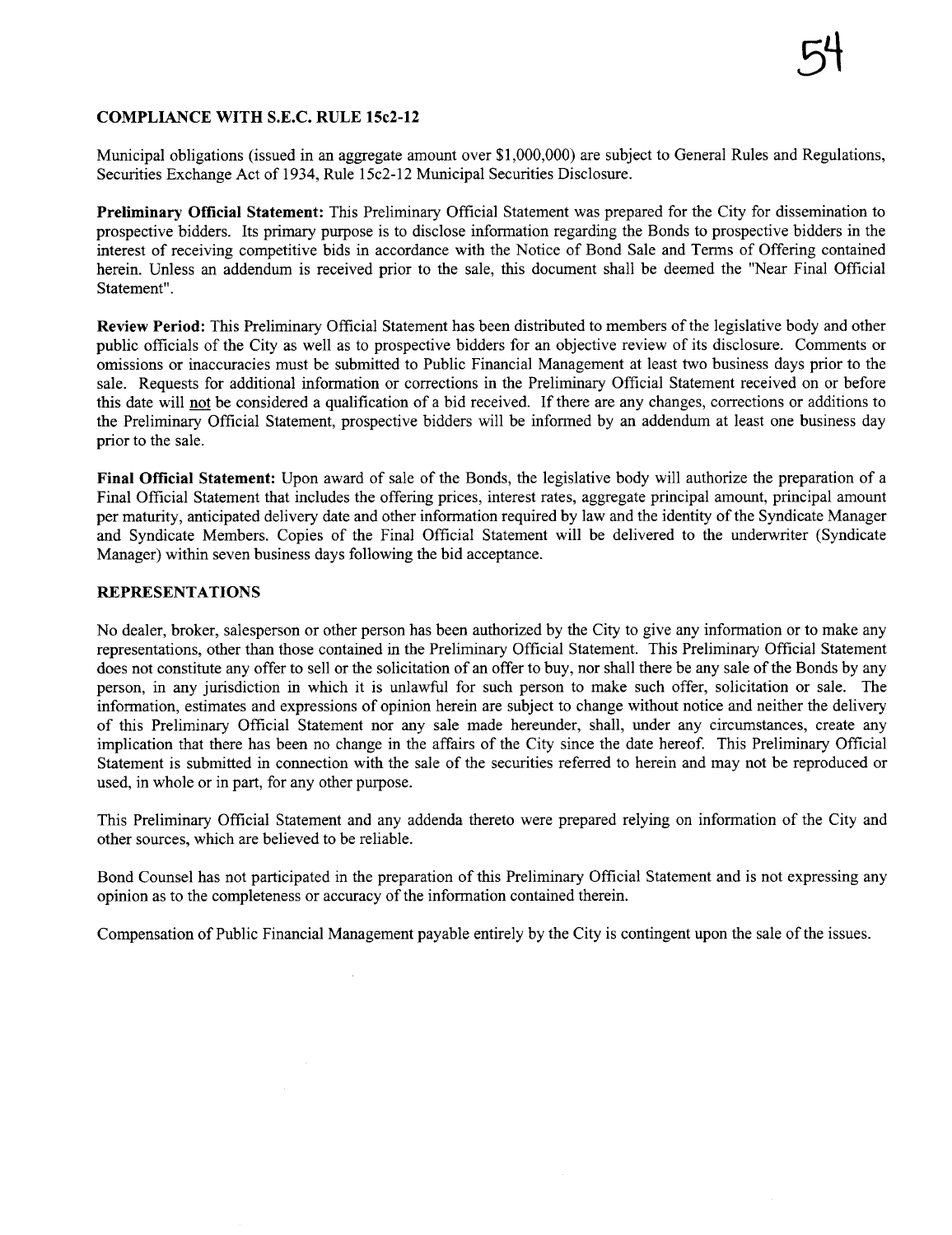## COMPLIANCE WITH S.E.C. RULE 15c2-12

Municipal obligations (issued in an aggregate amount over $1,000,000) are subject to General Rules and Regulations, Securities Exchange Act of 1934, Rule 15c2-12 Municipal Securities Disclosure.

**Preliminary Official Statement:** This Preliminary Official Statement was prepared for the City for dissemination to prospective bidders. Its primary purpose is to disclose information regarding the Bonds to prospective bidders in the interest of receiving competitive bids in accordance with the Notice of Bond Sale and Terms of Offering contained herein. Unless an addendum is received prior to the sale, this document shall be deemed the "Near Final Official Statement".

**Review Period:** This Preliminary Official Statement has been distributed to members of the legislative body and other public officials of the City as well as to prospective bidders for an objective review of its disclosure. Comments or omissions or inaccuracies must be submitted to Public Financial Management at least two business days prior to the sale. Requests for additional information or corrections in the Preliminary Official Statement received on or before this date will not be considered a qualification of a bid received. If there are any changes, corrections or additions to the Preliminary Official Statement, prospective bidders will be informed by an addendum at least one business day prior to the sale.

**Final Official Statement:** Upon award of sale of the Bonds, the legislative body will authorize the preparation of a Final Official Statement that includes the offering prices, interest rates, aggregate principal amount, principal amount per maturity, anticipated delivery date and other information required by law and the identity of the Syndicate Manager and Syndicate Members. Copies of the Final Official Statement will be delivered to the underwriter (Syndicate Manager) within seven business days following the bid acceptance.

## REPRESENTATIONS

No dealer, broker, salesperson or other person has been authorized by the City to give any information or to make any representations, other than those contained in the Preliminary Official Statement. This Preliminary Official Statement does not constitute any offer to sell or the solicitation of an offer to buy, nor shall there be any sale of the Bonds by any person, in any jurisdiction in which it is unlawful for such person to make such offer, solicitation or sale. The information, estimates and expressions of opinion herein are subject to change without notice and neither the delivery of this Preliminary Official Statement nor any sale made hereunder, shall, under any circumstances, create any implication that there has been no change in the affairs of the City since the date hereof. This Preliminary Official Statement is submitted in connection with the sale of the securities referred to herein and may not be reproduced or used, in whole or in part, for any other purpose.

This Preliminary Official Statement and any addenda thereto were prepared relying on information of the City and other sources, which are believed to be reliable.

Bond Counsel has not participated in the preparation of this Preliminary Official Statement and is not expressing any opinion as to the completeness or accuracy of the information contained therein.

Compensation of Public Financial Management payable entirely by the City is contingent upon the sale of the issues.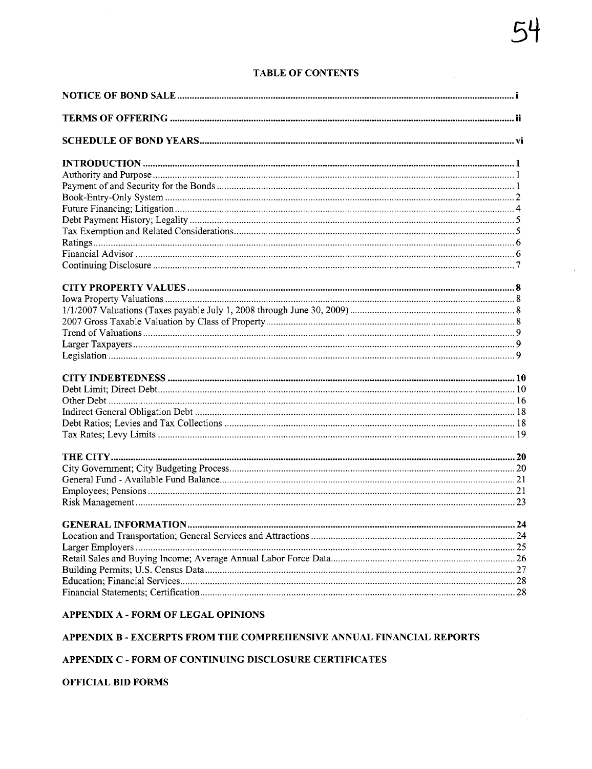# TABLE OF CONTENTS

| | |
|---|---|
| **NOTICE OF BOND SALE** | **i** |
| **TERMS OF OFFERING** | **ii** |
| **SCHEDULE OF BOND YEARS** | **vi** |
| **INTRODUCTION** | **1** |
| Authority and Purpose | 1 |
| Payment of and Security for the Bonds | 1 |
| Book-Entry-Only System | 2 |
| Future Financing; Litigation | 4 |
| Debt Payment History; Legality | 5 |
| Tax Exemption and Related Considerations | 5 |
| Ratings | 6 |
| Financial Advisor | 6 |
| Continuing Disclosure | 7 |
| **CITY PROPERTY VALUES** | **8** |
| Iowa Property Valuations | 8 |
| 1/1/2007 Valuations (Taxes payable July 1, 2008 through June 30, 2009) | 8 |
| 2007 Gross Taxable Valuation by Class of Property | 8 |
| Trend of Valuations | 9 |
| Larger Taxpayers | 9 |
| Legislation | 9 |
| **CITY INDEBTEDNESS** | **10** |
| Debt Limit; Direct Debt | 10 |
| Other Debt | 16 |
| Indirect General Obligation Debt | 18 |
| Debt Ratios; Levies and Tax Collections | 18 |
| Tax Rates; Levy Limits | 19 |
| **THE CITY** | **20** |
| City Government; City Budgeting Process | 20 |
| General Fund - Available Fund Balance | 21 |
| Employees; Pensions | 21 |
| Risk Management | 23 |
| **GENERAL INFORMATION** | **24** |
| Location and Transportation; General Services and Attractions | 24 |
| Larger Employers | 25 |
| Retail Sales and Buying Income; Average Annual Labor Force Data | 26 |
| Building Permits; U.S. Census Data | 27 |
| Education; Financial Services | 28 |
| Financial Statements; Certification | 28 |

**APPENDIX A - FORM OF LEGAL OPINIONS**

**APPENDIX B - EXCERPTS FROM THE COMPREHENSIVE ANNUAL FINANCIAL REPORTS**

**APPENDIX C - FORM OF CONTINUING DISCLOSURE CERTIFICATES**

**OFFICIAL BID FORMS**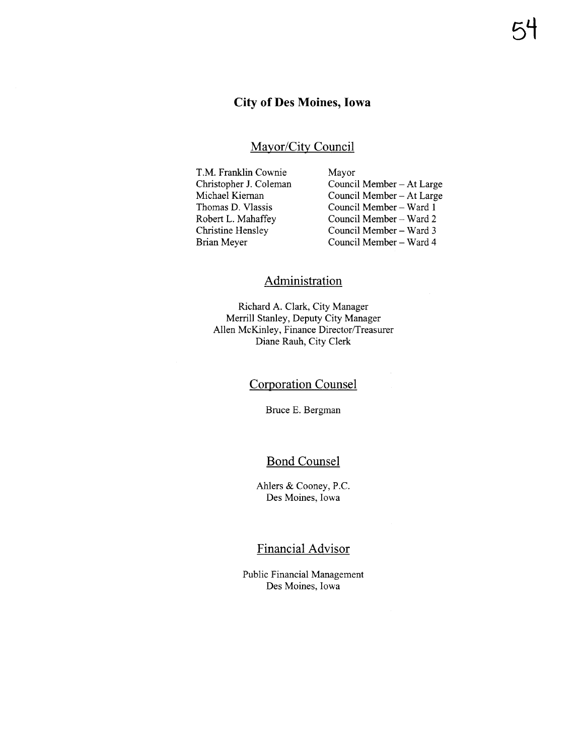# City of Des Moines, Iowa

## Mayor/City Council

| | |
|---|---|
| T.M. Franklin Cownie | Mayor |
| Christopher J. Coleman | Council Member – At Large |
| Michael Kiernan | Council Member – At Large |
| Thomas D. Vlassis | Council Member – Ward 1 |
| Robert L. Mahaffey | Council Member – Ward 2 |
| Christine Hensley | Council Member – Ward 3 |
| Brian Meyer | Council Member – Ward 4 |

## Administration

Richard A. Clark, City Manager
Merrill Stanley, Deputy City Manager
Allen McKinley, Finance Director/Treasurer
Diane Rauh, City Clerk

## Corporation Counsel

Bruce E. Bergman

## Bond Counsel

Ahlers & Cooney, P.C.
Des Moines, Iowa

## Financial Advisor

Public Financial Management
Des Moines, Iowa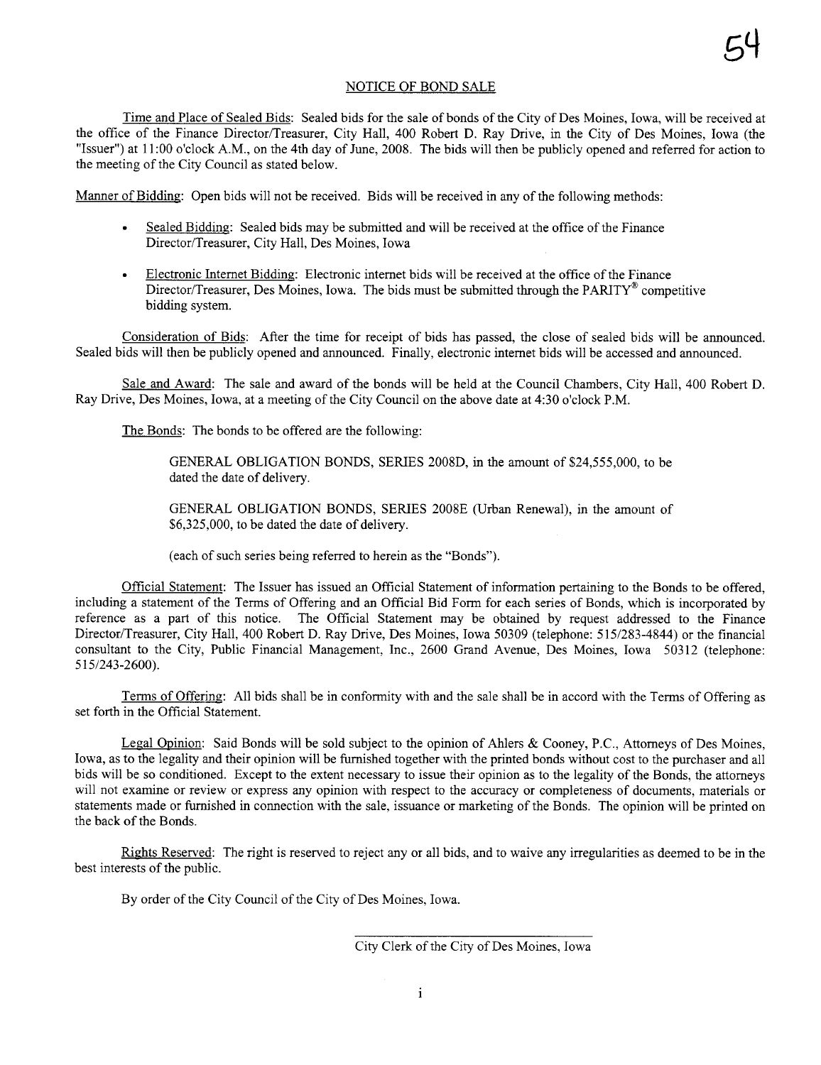## NOTICE OF BOND SALE

Time and Place of Sealed Bids: Sealed bids for the sale of bonds of the City of Des Moines, Iowa, will be received at the office of the Finance Director/Treasurer, City Hall, 400 Robert D. Ray Drive, in the City of Des Moines, Iowa (the "Issuer") at 11:00 o'clock A.M., on the 4th day of June, 2008. The bids will then be publicly opened and referred for action to the meeting of the City Council as stated below.

Manner of Bidding: Open bids will not be received. Bids will be received in any of the following methods:

- Sealed Bidding: Sealed bids may be submitted and will be received at the office of the Finance Director/Treasurer, City Hall, Des Moines, Iowa
- Electronic Internet Bidding: Electronic internet bids will be received at the office of the Finance Director/Treasurer, Des Moines, Iowa. The bids must be submitted through the PARITY® competitive bidding system.

Consideration of Bids: After the time for receipt of bids has passed, the close of sealed bids will be announced. Sealed bids will then be publicly opened and announced. Finally, electronic internet bids will be accessed and announced.

Sale and Award: The sale and award of the bonds will be held at the Council Chambers, City Hall, 400 Robert D. Ray Drive, Des Moines, Iowa, at a meeting of the City Council on the above date at 4:30 o'clock P.M.

The Bonds: The bonds to be offered are the following:

> GENERAL OBLIGATION BONDS, SERIES 2008D, in the amount of $24,555,000, to be dated the date of delivery.
>
> GENERAL OBLIGATION BONDS, SERIES 2008E (Urban Renewal), in the amount of $6,325,000, to be dated the date of delivery.
>
> (each of such series being referred to herein as the "Bonds").

Official Statement: The Issuer has issued an Official Statement of information pertaining to the Bonds to be offered, including a statement of the Terms of Offering and an Official Bid Form for each series of Bonds, which is incorporated by reference as a part of this notice. The Official Statement may be obtained by request addressed to the Finance Director/Treasurer, City Hall, 400 Robert D. Ray Drive, Des Moines, Iowa 50309 (telephone: 515/283-4844) or the financial consultant to the City, Public Financial Management, Inc., 2600 Grand Avenue, Des Moines, Iowa 50312 (telephone: 515/243-2600).

Terms of Offering: All bids shall be in conformity with and the sale shall be in accord with the Terms of Offering as set forth in the Official Statement.

Legal Opinion: Said Bonds will be sold subject to the opinion of Ahlers & Cooney, P.C., Attorneys of Des Moines, Iowa, as to the legality and their opinion will be furnished together with the printed bonds without cost to the purchaser and all bids will be so conditioned. Except to the extent necessary to issue their opinion as to the legality of the Bonds, the attorneys will not examine or review or express any opinion with respect to the accuracy or completeness of documents, materials or statements made or furnished in connection with the sale, issuance or marketing of the Bonds. The opinion will be printed on the back of the Bonds.

Rights Reserved: The right is reserved to reject any or all bids, and to waive any irregularities as deemed to be in the best interests of the public.

By order of the City Council of the City of Des Moines, Iowa.

City Clerk of the City of Des Moines, Iowa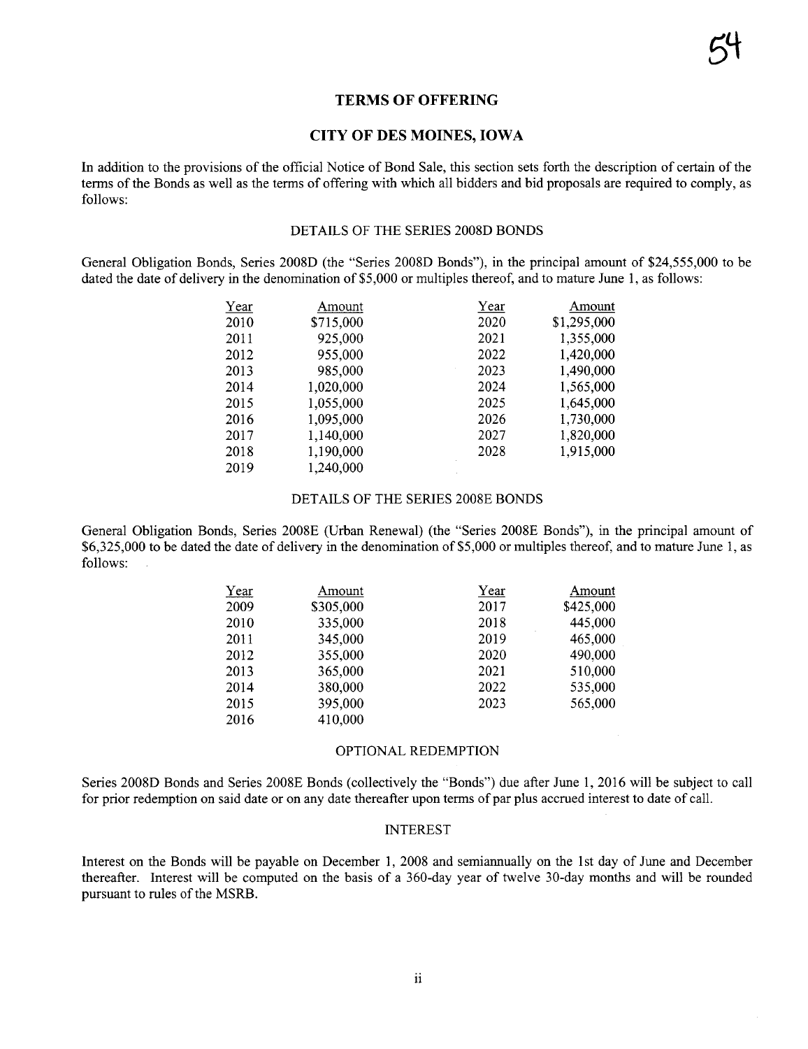## TERMS OF OFFERING

## CITY OF DES MOINES, IOWA

In addition to the provisions of the official Notice of Bond Sale, this section sets forth the description of certain of the terms of the Bonds as well as the terms of offering with which all bidders and bid proposals are required to comply, as follows:

### DETAILS OF THE SERIES 2008D BONDS

General Obligation Bonds, Series 2008D (the "Series 2008D Bonds"), in the principal amount of $24,555,000 to be dated the date of delivery in the denomination of $5,000 or multiples thereof, and to mature June 1, as follows:

| Year | Amount | Year | Amount |
|---|---|---|---|
| 2010 | $715,000 | 2020 | $1,295,000 |
| 2011 | 925,000 | 2021 | 1,355,000 |
| 2012 | 955,000 | 2022 | 1,420,000 |
| 2013 | 985,000 | 2023 | 1,490,000 |
| 2014 | 1,020,000 | 2024 | 1,565,000 |
| 2015 | 1,055,000 | 2025 | 1,645,000 |
| 2016 | 1,095,000 | 2026 | 1,730,000 |
| 2017 | 1,140,000 | 2027 | 1,820,000 |
| 2018 | 1,190,000 | 2028 | 1,915,000 |
| 2019 | 1,240,000 | | |

### DETAILS OF THE SERIES 2008E BONDS

General Obligation Bonds, Series 2008E (Urban Renewal) (the "Series 2008E Bonds"), in the principal amount of $6,325,000 to be dated the date of delivery in the denomination of $5,000 or multiples thereof, and to mature June 1, as follows:

| Year | Amount | Year | Amount |
|---|---|---|---|
| 2009 | $305,000 | 2017 | $425,000 |
| 2010 | 335,000 | 2018 | 445,000 |
| 2011 | 345,000 | 2019 | 465,000 |
| 2012 | 355,000 | 2020 | 490,000 |
| 2013 | 365,000 | 2021 | 510,000 |
| 2014 | 380,000 | 2022 | 535,000 |
| 2015 | 395,000 | 2023 | 565,000 |
| 2016 | 410,000 | | |

### OPTIONAL REDEMPTION

Series 2008D Bonds and Series 2008E Bonds (collectively the "Bonds") due after June 1, 2016 will be subject to call for prior redemption on said date or on any date thereafter upon terms of par plus accrued interest to date of call.

### INTEREST

Interest on the Bonds will be payable on December 1, 2008 and semiannually on the 1st day of June and December thereafter. Interest will be computed on the basis of a 360-day year of twelve 30-day months and will be rounded pursuant to rules of the MSRB.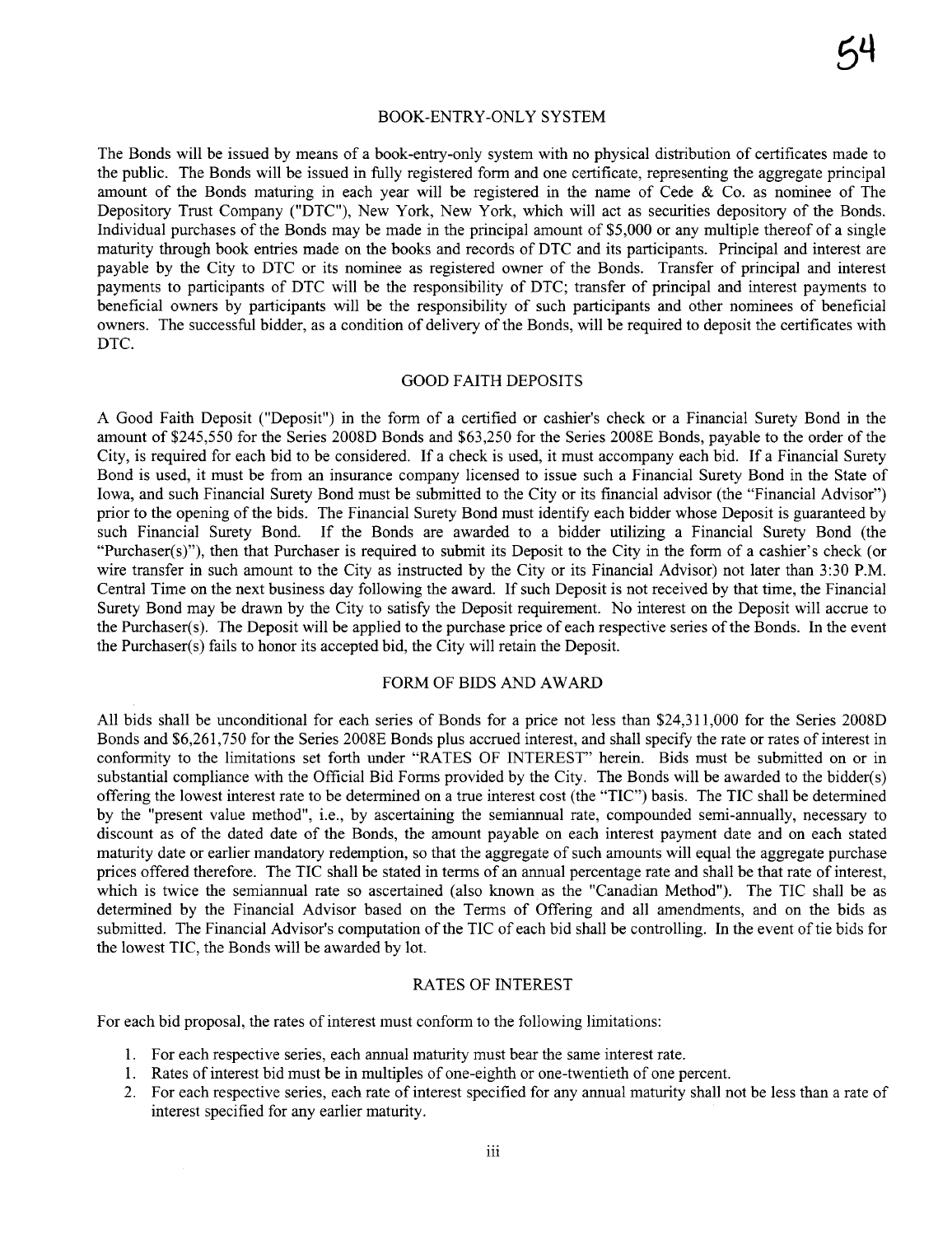## BOOK-ENTRY-ONLY SYSTEM

The Bonds will be issued by means of a book-entry-only system with no physical distribution of certificates made to the public. The Bonds will be issued in fully registered form and one certificate, representing the aggregate principal amount of the Bonds maturing in each year will be registered in the name of Cede & Co. as nominee of The Depository Trust Company ("DTC"), New York, New York, which will act as securities depository of the Bonds. Individual purchases of the Bonds may be made in the principal amount of $5,000 or any multiple thereof of a single maturity through book entries made on the books and records of DTC and its participants. Principal and interest are payable by the City to DTC or its nominee as registered owner of the Bonds. Transfer of principal and interest payments to participants of DTC will be the responsibility of DTC; transfer of principal and interest payments to beneficial owners by participants will be the responsibility of such participants and other nominees of beneficial owners. The successful bidder, as a condition of delivery of the Bonds, will be required to deposit the certificates with DTC.

## GOOD FAITH DEPOSITS

A Good Faith Deposit ("Deposit") in the form of a certified or cashier's check or a Financial Surety Bond in the amount of $245,550 for the Series 2008D Bonds and $63,250 for the Series 2008E Bonds, payable to the order of the City, is required for each bid to be considered. If a check is used, it must accompany each bid. If a Financial Surety Bond is used, it must be from an insurance company licensed to issue such a Financial Surety Bond in the State of Iowa, and such Financial Surety Bond must be submitted to the City or its financial advisor (the "Financial Advisor") prior to the opening of the bids. The Financial Surety Bond must identify each bidder whose Deposit is guaranteed by such Financial Surety Bond. If the Bonds are awarded to a bidder utilizing a Financial Surety Bond (the "Purchaser(s)"), then that Purchaser is required to submit its Deposit to the City in the form of a cashier's check (or wire transfer in such amount to the City as instructed by the City or its Financial Advisor) not later than 3:30 P.M. Central Time on the next business day following the award. If such Deposit is not received by that time, the Financial Surety Bond may be drawn by the City to satisfy the Deposit requirement. No interest on the Deposit will accrue to the Purchaser(s). The Deposit will be applied to the purchase price of each respective series of the Bonds. In the event the Purchaser(s) fails to honor its accepted bid, the City will retain the Deposit.

## FORM OF BIDS AND AWARD

All bids shall be unconditional for each series of Bonds for a price not less than $24,311,000 for the Series 2008D Bonds and $6,261,750 for the Series 2008E Bonds plus accrued interest, and shall specify the rate or rates of interest in conformity to the limitations set forth under "RATES OF INTEREST" herein. Bids must be submitted on or in substantial compliance with the Official Bid Forms provided by the City. The Bonds will be awarded to the bidder(s) offering the lowest interest rate to be determined on a true interest cost (the "TIC") basis. The TIC shall be determined by the "present value method", i.e., by ascertaining the semiannual rate, compounded semi-annually, necessary to discount as of the dated date of the Bonds, the amount payable on each interest payment date and on each stated maturity date or earlier mandatory redemption, so that the aggregate of such amounts will equal the aggregate purchase prices offered therefore. The TIC shall be stated in terms of an annual percentage rate and shall be that rate of interest, which is twice the semiannual rate so ascertained (also known as the "Canadian Method"). The TIC shall be as determined by the Financial Advisor based on the Terms of Offering and all amendments, and on the bids as submitted. The Financial Advisor's computation of the TIC of each bid shall be controlling. In the event of tie bids for the lowest TIC, the Bonds will be awarded by lot.

## RATES OF INTEREST

For each bid proposal, the rates of interest must conform to the following limitations:

1. For each respective series, each annual maturity must bear the same interest rate.
1. Rates of interest bid must be in multiples of one-eighth or one-twentieth of one percent.
2. For each respective series, each rate of interest specified for any annual maturity shall not be less than a rate of interest specified for any earlier maturity.